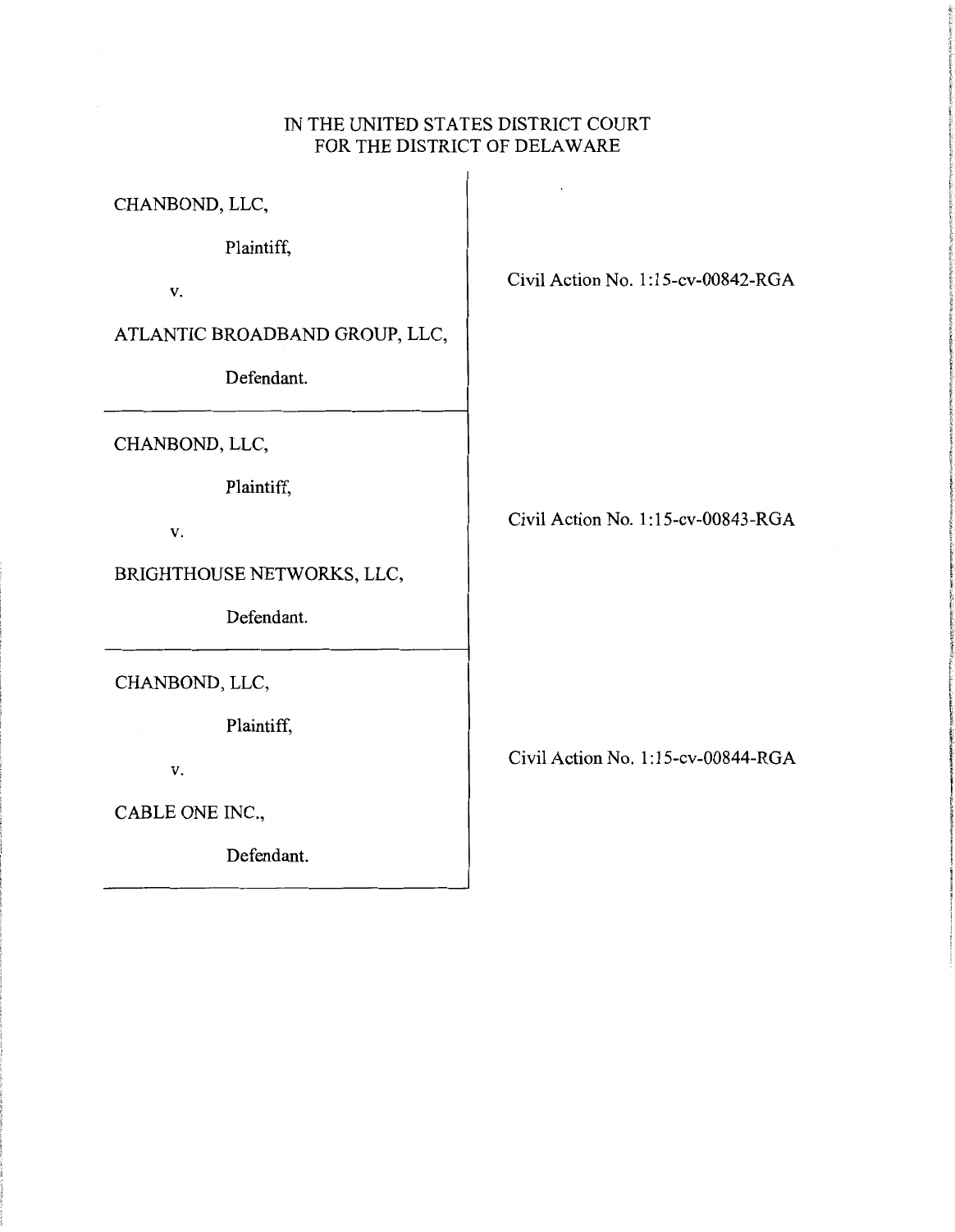IN THE UNITED STATES DISTRICT COURT
FOR THE DISTRICT OF DELAWARE

| | |
|---|---|
| CHANBOND, LLC,<br><br>Plaintiff,<br><br>v.<br><br>ATLANTIC BROADBAND GROUP, LLC,<br><br>Defendant. | Civil Action No. 1:15-cv-00842-RGA |
| CHANBOND, LLC,<br><br>Plaintiff,<br><br>v.<br><br>BRIGHTHOUSE NETWORKS, LLC,<br><br>Defendant. | Civil Action No. 1:15-cv-00843-RGA |
| CHANBOND, LLC,<br><br>Plaintiff,<br><br>v.<br><br>CABLE ONE INC.,<br><br>Defendant. | Civil Action No. 1:15-cv-00844-RGA |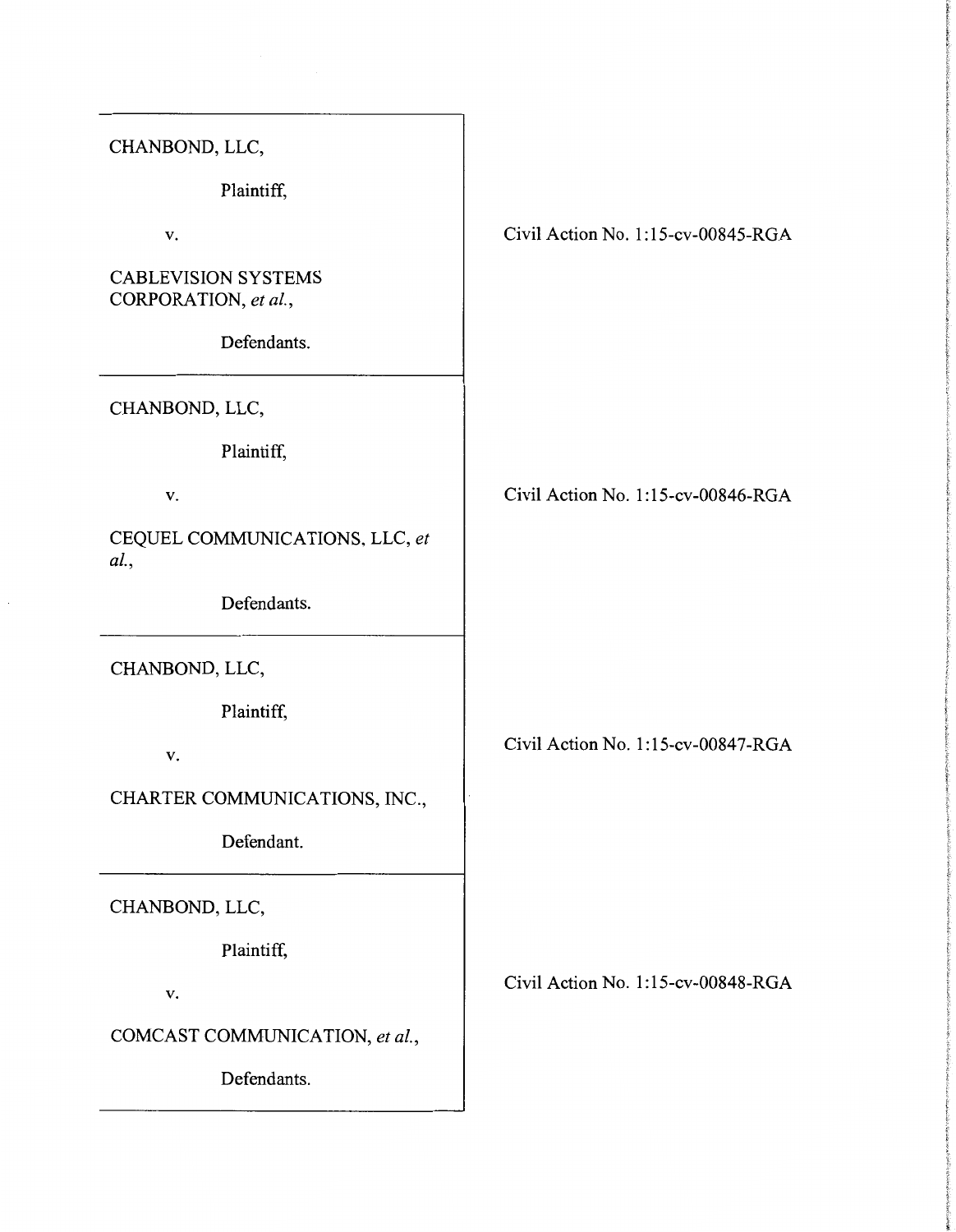| | |
|---|---|
| CHANBOND, LLC,<br><br>Plaintiff,<br><br>v.<br><br>CABLEVISION SYSTEMS CORPORATION, *et al.*,<br><br>Defendants. | Civil Action No. 1:15-cv-00845-RGA |
| CHANBOND, LLC,<br><br>Plaintiff,<br><br>v.<br><br>CEQUEL COMMUNICATIONS, LLC, *et al.*,<br><br>Defendants. | Civil Action No. 1:15-cv-00846-RGA |
| CHANBOND, LLC,<br><br>Plaintiff,<br><br>v.<br><br>CHARTER COMMUNICATIONS, INC.,<br><br>Defendant. | Civil Action No. 1:15-cv-00847-RGA |
| CHANBOND, LLC,<br><br>Plaintiff,<br><br>v.<br><br>COMCAST COMMUNICATION, *et al.*,<br><br>Defendants. | Civil Action No. 1:15-cv-00848-RGA |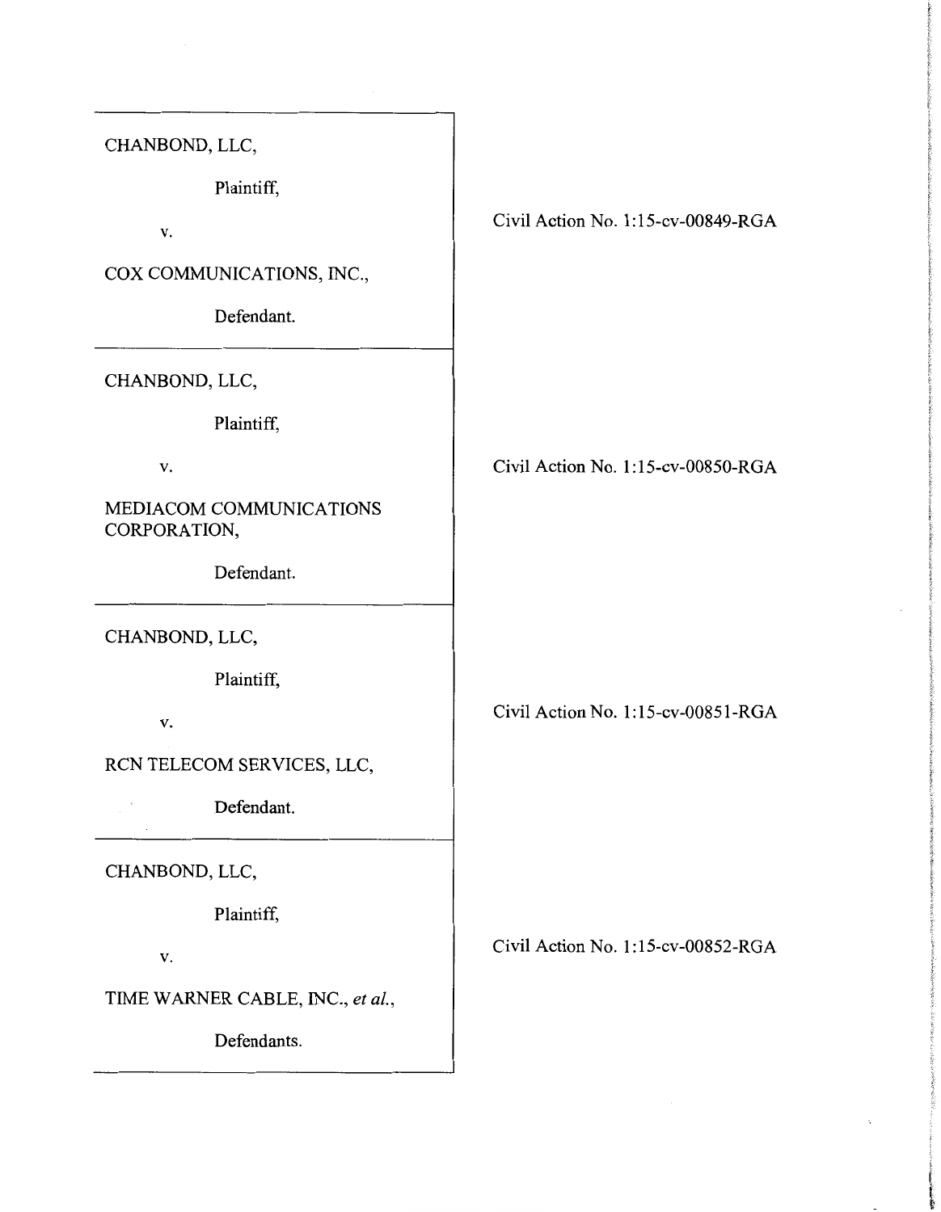| | |
|---|---|
| CHANBOND, LLC,<br><br>Plaintiff,<br><br>v.<br><br>COX COMMUNICATIONS, INC.,<br><br>Defendant. | Civil Action No. 1:15-cv-00849-RGA |
| CHANBOND, LLC,<br><br>Plaintiff,<br><br>v.<br><br>MEDIACOM COMMUNICATIONS CORPORATION,<br><br>Defendant. | Civil Action No. 1:15-cv-00850-RGA |
| CHANBOND, LLC,<br><br>Plaintiff,<br><br>v.<br><br>RCN TELECOM SERVICES, LLC,<br><br>Defendant. | Civil Action No. 1:15-cv-00851-RGA |
| CHANBOND, LLC,<br><br>Plaintiff,<br><br>v.<br><br>TIME WARNER CABLE, INC., *et al.*,<br><br>Defendants. | Civil Action No. 1:15-cv-00852-RGA |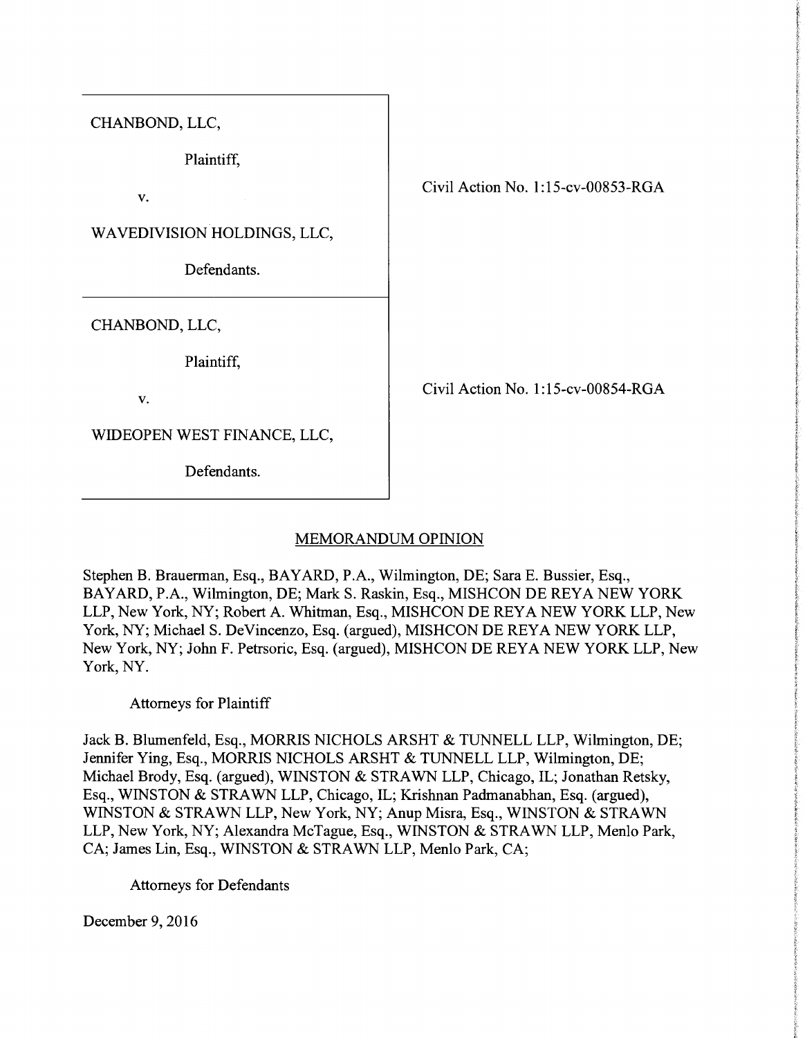CHANBOND, LLC,

Plaintiff,

v.

WAVEDIVISION HOLDINGS, LLC,

Defendants.

Civil Action No. 1:15-cv-00853-RGA

CHANBOND, LLC,

Plaintiff,

v.

WIDEOPEN WEST FINANCE, LLC,

Defendants.

Civil Action No. 1:15-cv-00854-RGA

## MEMORANDUM OPINION

Stephen B. Brauerman, Esq., BAYARD, P.A., Wilmington, DE; Sara E. Bussier, Esq., BAYARD, P.A., Wilmington, DE; Mark S. Raskin, Esq., MISHCON DE REYA NEW YORK LLP, New York, NY; Robert A. Whitman, Esq., MISHCON DE REYA NEW YORK LLP, New York, NY; Michael S. DeVincenzo, Esq. (argued), MISHCON DE REYA NEW YORK LLP, New York, NY; John F. Petrsoric, Esq. (argued), MISHCON DE REYA NEW YORK LLP, New York, NY.

Attorneys for Plaintiff

Jack B. Blumenfeld, Esq., MORRIS NICHOLS ARSHT & TUNNELL LLP, Wilmington, DE; Jennifer Ying, Esq., MORRIS NICHOLS ARSHT & TUNNELL LLP, Wilmington, DE; Michael Brody, Esq. (argued), WINSTON & STRAWN LLP, Chicago, IL; Jonathan Retsky, Esq., WINSTON & STRAWN LLP, Chicago, IL; Krishnan Padmanabhan, Esq. (argued), WINSTON & STRAWN LLP, New York, NY; Anup Misra, Esq., WINSTON & STRAWN LLP, New York, NY; Alexandra McTague, Esq., WINSTON & STRAWN LLP, Menlo Park, CA; James Lin, Esq., WINSTON & STRAWN LLP, Menlo Park, CA;

Attorneys for Defendants

December 9, 2016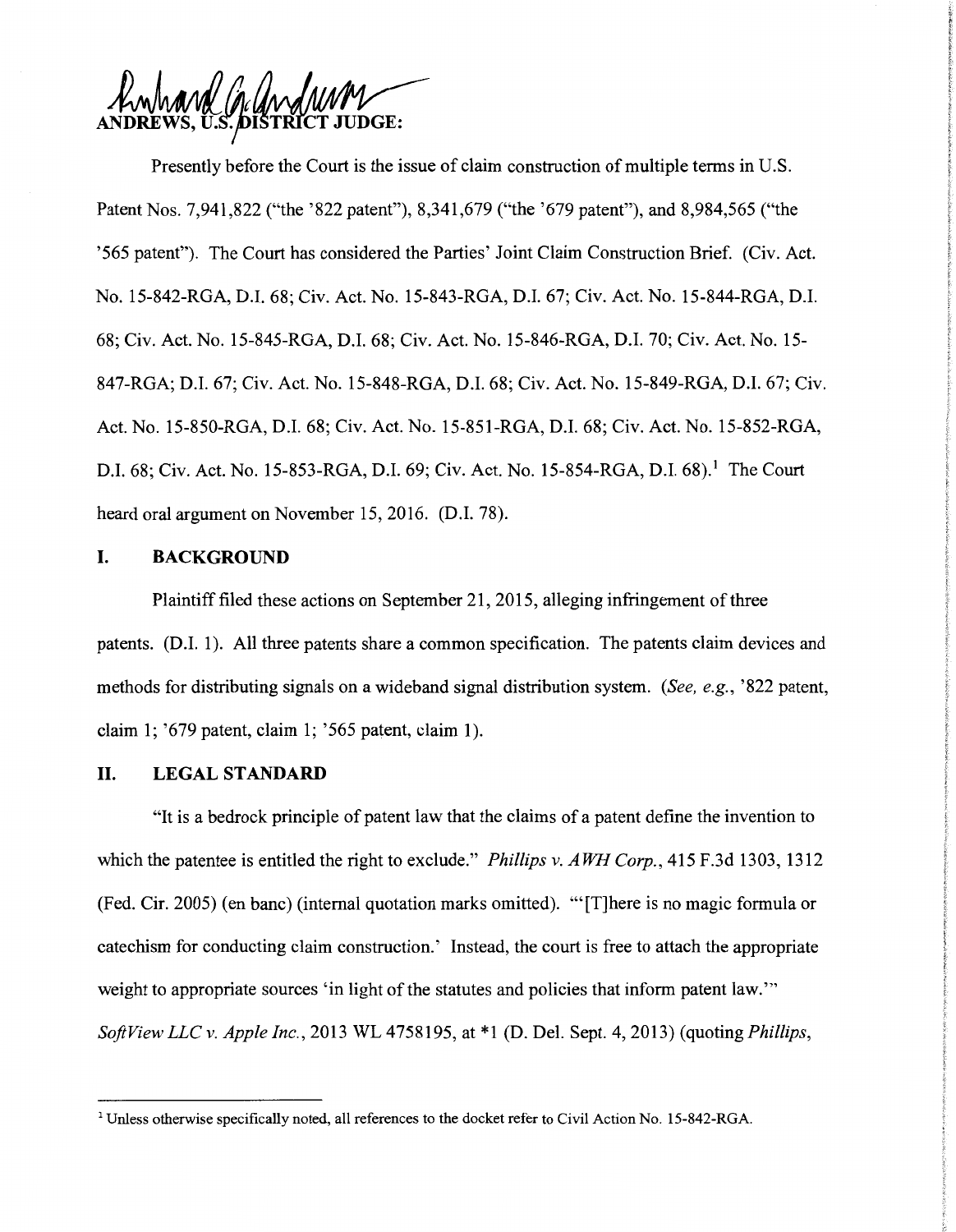ANDREWS, U.S. DISTRICT JUDGE:

Presently before the Court is the issue of claim construction of multiple terms in U.S. Patent Nos. 7,941,822 ("the '822 patent"), 8,341,679 ("the '679 patent"), and 8,984,565 ("the '565 patent"). The Court has considered the Parties' Joint Claim Construction Brief. (Civ. Act. No. 15-842-RGA, D.I. 68; Civ. Act. No. 15-843-RGA, D.I. 67; Civ. Act. No. 15-844-RGA, D.I. 68; Civ. Act. No. 15-845-RGA, D.I. 68; Civ. Act. No. 15-846-RGA, D.I. 70; Civ. Act. No. 15-847-RGA; D.I. 67; Civ. Act. No. 15-848-RGA, D.I. 68; Civ. Act. No. 15-849-RGA, D.I. 67; Civ. Act. No. 15-850-RGA, D.I. 68; Civ. Act. No. 15-851-RGA, D.I. 68; Civ. Act. No. 15-852-RGA, D.I. 68; Civ. Act. No. 15-853-RGA, D.I. 69; Civ. Act. No. 15-854-RGA, D.I. 68).[1] The Court heard oral argument on November 15, 2016. (D.I. 78).

## I. BACKGROUND

Plaintiff filed these actions on September 21, 2015, alleging infringement of three patents. (D.I. 1). All three patents share a common specification. The patents claim devices and methods for distributing signals on a wideband signal distribution system. (*See, e.g.*, '822 patent, claim 1; '679 patent, claim 1; '565 patent, claim 1).

## II. LEGAL STANDARD

"It is a bedrock principle of patent law that the claims of a patent define the invention to which the patentee is entitled the right to exclude." *Phillips v. AWH Corp.*, 415 F.3d 1303, 1312 (Fed. Cir. 2005) (en banc) (internal quotation marks omitted). "'[T]here is no magic formula or catechism for conducting claim construction.' Instead, the court is free to attach the appropriate weight to appropriate sources 'in light of the statutes and policies that inform patent law.'" *SoftView LLC v. Apple Inc.*, 2013 WL 4758195, at *1 (D. Del. Sept. 4, 2013) (quoting *Phillips*,

[1] Unless otherwise specifically noted, all references to the docket refer to Civil Action No. 15-842-RGA.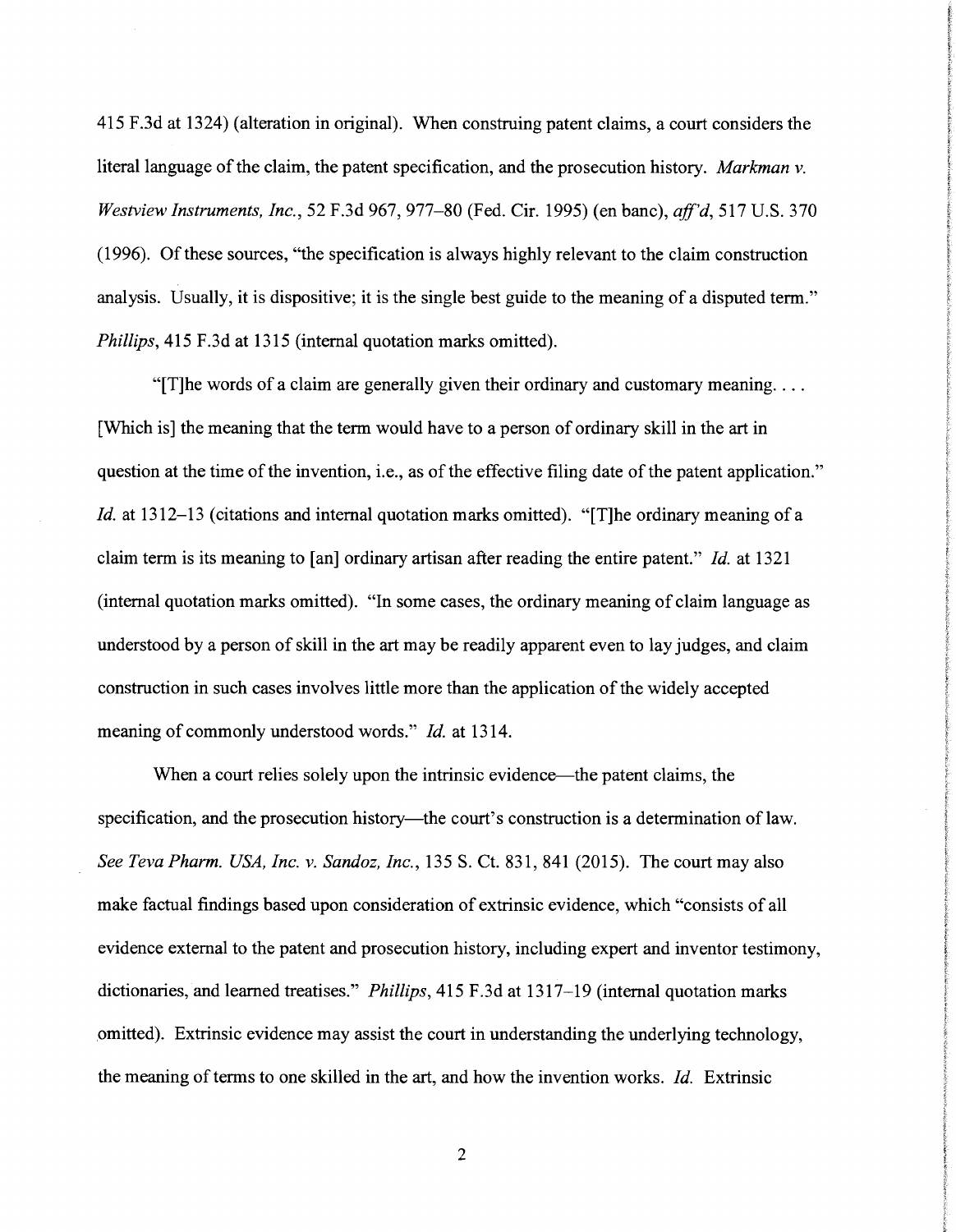415 F.3d at 1324) (alteration in original). When construing patent claims, a court considers the literal language of the claim, the patent specification, and the prosecution history. *Markman v. Westview Instruments, Inc.*, 52 F.3d 967, 977–80 (Fed. Cir. 1995) (en banc), *aff'd*, 517 U.S. 370 (1996). Of these sources, "the specification is always highly relevant to the claim construction analysis. Usually, it is dispositive; it is the single best guide to the meaning of a disputed term." *Phillips*, 415 F.3d at 1315 (internal quotation marks omitted).

"[T]he words of a claim are generally given their ordinary and customary meaning. . . . [Which is] the meaning that the term would have to a person of ordinary skill in the art in question at the time of the invention, i.e., as of the effective filing date of the patent application." *Id.* at 1312–13 (citations and internal quotation marks omitted). "[T]he ordinary meaning of a claim term is its meaning to [an] ordinary artisan after reading the entire patent." *Id.* at 1321 (internal quotation marks omitted). "In some cases, the ordinary meaning of claim language as understood by a person of skill in the art may be readily apparent even to lay judges, and claim construction in such cases involves little more than the application of the widely accepted meaning of commonly understood words." *Id.* at 1314.

When a court relies solely upon the intrinsic evidence—the patent claims, the specification, and the prosecution history—the court's construction is a determination of law. *See Teva Pharm. USA, Inc. v. Sandoz, Inc.*, 135 S. Ct. 831, 841 (2015). The court may also make factual findings based upon consideration of extrinsic evidence, which "consists of all evidence external to the patent and prosecution history, including expert and inventor testimony, dictionaries, and learned treatises." *Phillips*, 415 F.3d at 1317–19 (internal quotation marks omitted). Extrinsic evidence may assist the court in understanding the underlying technology, the meaning of terms to one skilled in the art, and how the invention works. *Id.* Extrinsic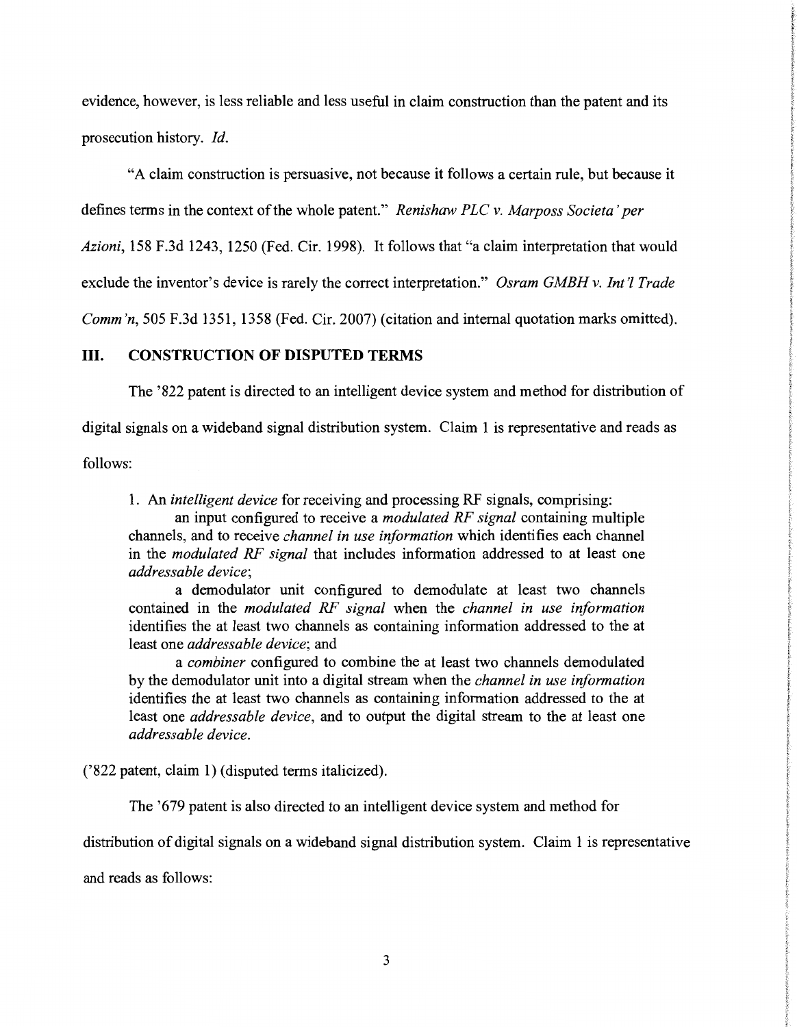evidence, however, is less reliable and less useful in claim construction than the patent and its prosecution history. *Id.*

"A claim construction is persuasive, not because it follows a certain rule, but because it defines terms in the context of the whole patent." *Renishaw PLC v. Marposs Societa' per Azioni*, 158 F.3d 1243, 1250 (Fed. Cir. 1998). It follows that "a claim interpretation that would exclude the inventor's device is rarely the correct interpretation." *Osram GMBH v. Int'l Trade Comm'n*, 505 F.3d 1351, 1358 (Fed. Cir. 2007) (citation and internal quotation marks omitted).

## III. CONSTRUCTION OF DISPUTED TERMS

The '822 patent is directed to an intelligent device system and method for distribution of digital signals on a wideband signal distribution system. Claim 1 is representative and reads as follows:

> 1. An *intelligent device* for receiving and processing RF signals, comprising:
>
> an input configured to receive a *modulated RF signal* containing multiple channels, and to receive *channel in use information* which identifies each channel in the *modulated RF signal* that includes information addressed to at least one *addressable device*;
>
> a demodulator unit configured to demodulate at least two channels contained in the *modulated RF signal* when the *channel in use information* identifies the at least two channels as containing information addressed to the at least one *addressable device*; and
>
> a *combiner* configured to combine the at least two channels demodulated by the demodulator unit into a digital stream when the *channel in use information* identifies the at least two channels as containing information addressed to the at least one *addressable device*, and to output the digital stream to the at least one *addressable device*.

('822 patent, claim 1) (disputed terms italicized).

The '679 patent is also directed to an intelligent device system and method for distribution of digital signals on a wideband signal distribution system. Claim 1 is representative and reads as follows: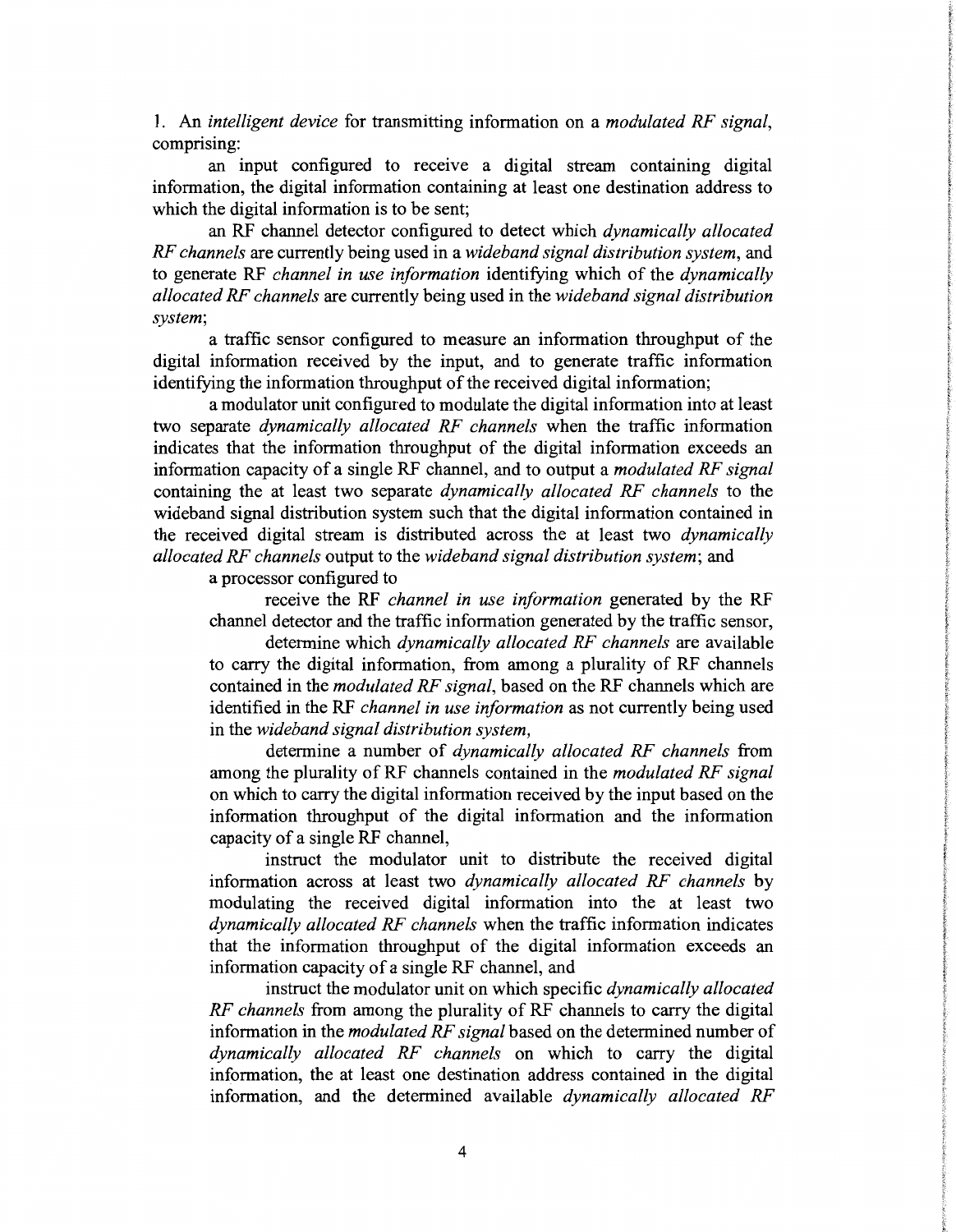1. An *intelligent device* for transmitting information on a *modulated RF signal*, comprising:

an input configured to receive a digital stream containing digital information, the digital information containing at least one destination address to which the digital information is to be sent;

an RF channel detector configured to detect which *dynamically allocated RF channels* are currently being used in a *wideband signal distribution system*, and to generate RF *channel in use information* identifying which of the *dynamically allocated RF channels* are currently being used in the *wideband signal distribution system*;

a traffic sensor configured to measure an information throughput of the digital information received by the input, and to generate traffic information identifying the information throughput of the received digital information;

a modulator unit configured to modulate the digital information into at least two separate *dynamically allocated RF channels* when the traffic information indicates that the information throughput of the digital information exceeds an information capacity of a single RF channel, and to output a *modulated RF signal* containing the at least two separate *dynamically allocated RF channels* to the wideband signal distribution system such that the digital information contained in the received digital stream is distributed across the at least two *dynamically allocated RF channels* output to the *wideband signal distribution system*; and

a processor configured to

receive the RF *channel in use information* generated by the RF channel detector and the traffic information generated by the traffic sensor,

determine which *dynamically allocated RF channels* are available to carry the digital information, from among a plurality of RF channels contained in the *modulated RF signal*, based on the RF channels which are identified in the RF *channel in use information* as not currently being used in the *wideband signal distribution system*,

determine a number of *dynamically allocated RF channels* from among the plurality of RF channels contained in the *modulated RF signal* on which to carry the digital information received by the input based on the information throughput of the digital information and the information capacity of a single RF channel,

instruct the modulator unit to distribute the received digital information across at least two *dynamically allocated RF channels* by modulating the received digital information into the at least two *dynamically allocated RF channels* when the traffic information indicates that the information throughput of the digital information exceeds an information capacity of a single RF channel, and

instruct the modulator unit on which specific *dynamically allocated RF channels* from among the plurality of RF channels to carry the digital information in the *modulated RF signal* based on the determined number of *dynamically allocated RF channels* on which to carry the digital information, the at least one destination address contained in the digital information, and the determined available *dynamically allocated RF*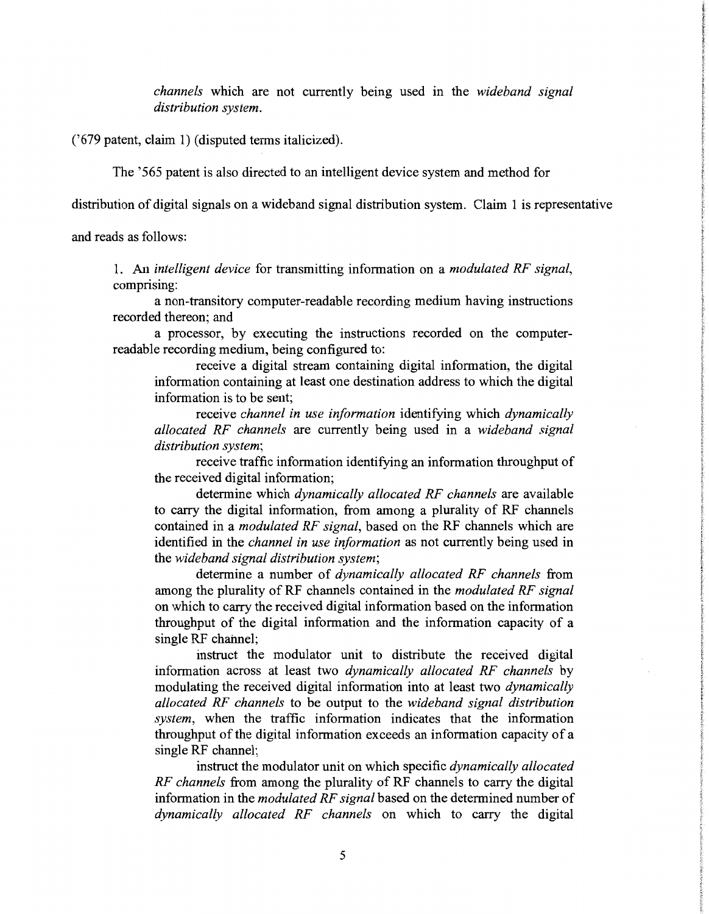*channels* which are not currently being used in the *wideband signal distribution system*.

('679 patent, claim 1) (disputed terms italicized).

The '565 patent is also directed to an intelligent device system and method for distribution of digital signals on a wideband signal distribution system. Claim 1 is representative and reads as follows:

> 1. An *intelligent device* for transmitting information on a *modulated RF signal*, comprising:
>
> a non-transitory computer-readable recording medium having instructions recorded thereon; and
>
> a processor, by executing the instructions recorded on the computer-readable recording medium, being configured to:
>
> receive a digital stream containing digital information, the digital information containing at least one destination address to which the digital information is to be sent;
>
> receive *channel in use information* identifying which *dynamically allocated RF channels* are currently being used in a *wideband signal distribution system*;
>
> receive traffic information identifying an information throughput of the received digital information;
>
> determine which *dynamically allocated RF channels* are available to carry the digital information, from among a plurality of RF channels contained in a *modulated RF signal*, based on the RF channels which are identified in the *channel in use information* as not currently being used in the *wideband signal distribution system*;
>
> determine a number of *dynamically allocated RF channels* from among the plurality of RF channels contained in the *modulated RF signal* on which to carry the received digital information based on the information throughput of the digital information and the information capacity of a single RF channel;
>
> instruct the modulator unit to distribute the received digital information across at least two *dynamically allocated RF channels* by modulating the received digital information into at least two *dynamically allocated RF channels* to be output to the *wideband signal distribution system*, when the traffic information indicates that the information throughput of the digital information exceeds an information capacity of a single RF channel;
>
> instruct the modulator unit on which specific *dynamically allocated RF channels* from among the plurality of RF channels to carry the digital information in the *modulated RF signal* based on the determined number of *dynamically allocated RF channels* on which to carry the digital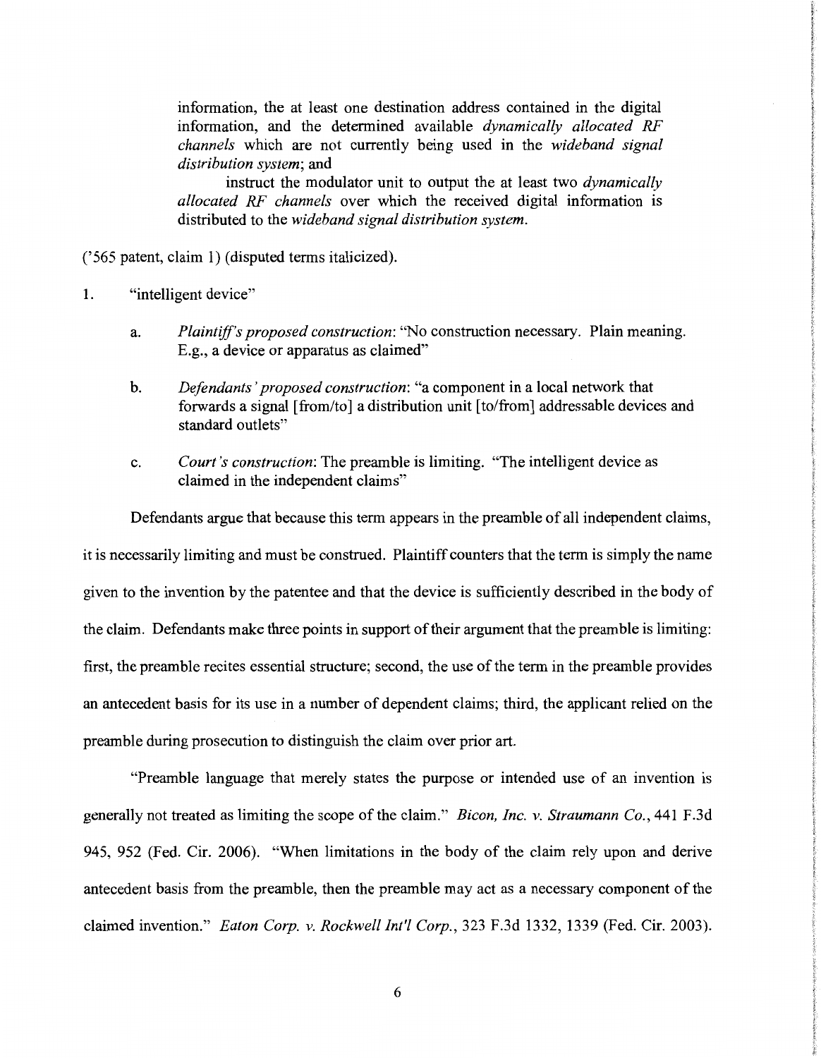> information, the at least one destination address contained in the digital information, and the determined available *dynamically allocated RF channels* which are not currently being used in the *wideband signal distribution system*; and
>
> instruct the modulator unit to output the at least two *dynamically allocated RF channels* over which the received digital information is distributed to the *wideband signal distribution system*.

('565 patent, claim 1) (disputed terms italicized).

1. "intelligent device"

   a. *Plaintiff's proposed construction*: "No construction necessary. Plain meaning. E.g., a device or apparatus as claimed"

   b. *Defendants' proposed construction*: "a component in a local network that forwards a signal [from/to] a distribution unit [to/from] addressable devices and standard outlets"

   c. *Court's construction*: The preamble is limiting. "The intelligent device as claimed in the independent claims"

Defendants argue that because this term appears in the preamble of all independent claims, it is necessarily limiting and must be construed. Plaintiff counters that the term is simply the name given to the invention by the patentee and that the device is sufficiently described in the body of the claim. Defendants make three points in support of their argument that the preamble is limiting: first, the preamble recites essential structure; second, the use of the term in the preamble provides an antecedent basis for its use in a number of dependent claims; third, the applicant relied on the preamble during prosecution to distinguish the claim over prior art.

"Preamble language that merely states the purpose or intended use of an invention is generally not treated as limiting the scope of the claim." *Bicon, Inc. v. Straumann Co.*, 441 F.3d 945, 952 (Fed. Cir. 2006). "When limitations in the body of the claim rely upon and derive antecedent basis from the preamble, then the preamble may act as a necessary component of the claimed invention." *Eaton Corp. v. Rockwell Int'l Corp.*, 323 F.3d 1332, 1339 (Fed. Cir. 2003).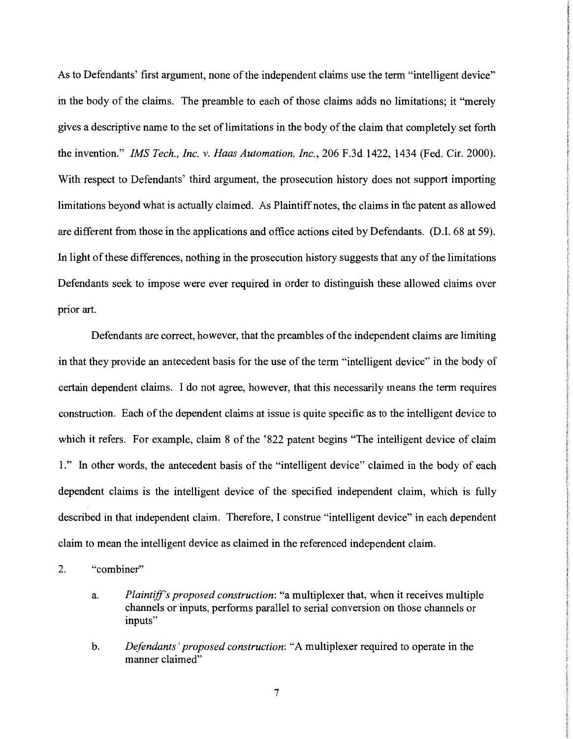As to Defendants' first argument, none of the independent claims use the term "intelligent device" in the body of the claims. The preamble to each of those claims adds no limitations; it "merely gives a descriptive name to the set of limitations in the body of the claim that completely set forth the invention." *IMS Tech., Inc. v. Haas Automation, Inc.*, 206 F.3d 1422, 1434 (Fed. Cir. 2000). With respect to Defendants' third argument, the prosecution history does not support importing limitations beyond what is actually claimed. As Plaintiff notes, the claims in the patent as allowed are different from those in the applications and office actions cited by Defendants. (D.I. 68 at 59). In light of these differences, nothing in the prosecution history suggests that any of the limitations Defendants seek to impose were ever required in order to distinguish these allowed claims over prior art.

Defendants are correct, however, that the preambles of the independent claims are limiting in that they provide an antecedent basis for the use of the term "intelligent device" in the body of certain dependent claims. I do not agree, however, that this necessarily means the term requires construction. Each of the dependent claims at issue is quite specific as to the intelligent device to which it refers. For example, claim 8 of the '822 patent begins "The intelligent device of claim 1." In other words, the antecedent basis of the "intelligent device" claimed in the body of each dependent claims is the intelligent device of the specified independent claim, which is fully described in that independent claim. Therefore, I construe "intelligent device" in each dependent claim to mean the intelligent device as claimed in the referenced independent claim.

2. "combiner"

   a. *Plaintiff's proposed construction*: "a multiplexer that, when it receives multiple channels or inputs, performs parallel to serial conversion on those channels or inputs"

   b. *Defendants' proposed construction*: "A multiplexer required to operate in the manner claimed"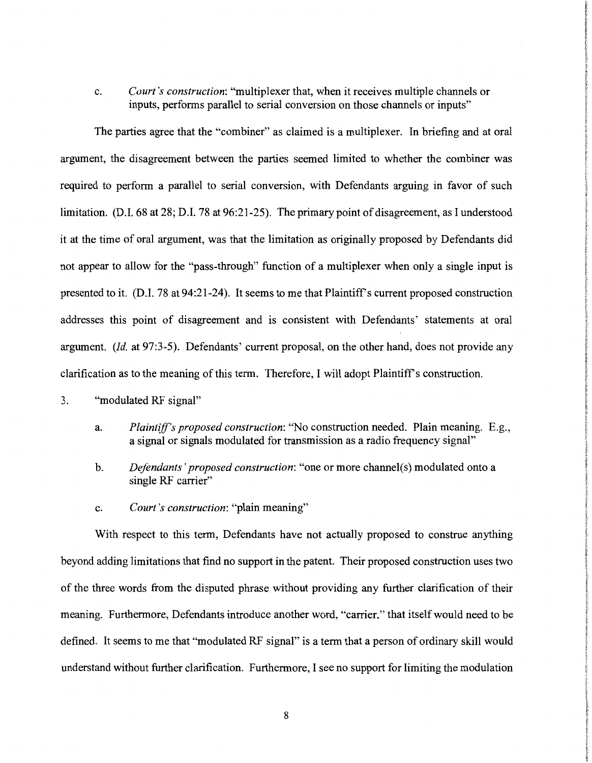c. *Court's construction*: "multiplexer that, when it receives multiple channels or inputs, performs parallel to serial conversion on those channels or inputs"

The parties agree that the "combiner" as claimed is a multiplexer. In briefing and at oral argument, the disagreement between the parties seemed limited to whether the combiner was required to perform a parallel to serial conversion, with Defendants arguing in favor of such limitation. (D.I. 68 at 28; D.I. 78 at 96:21-25). The primary point of disagreement, as I understood it at the time of oral argument, was that the limitation as originally proposed by Defendants did not appear to allow for the "pass-through" function of a multiplexer when only a single input is presented to it. (D.I. 78 at 94:21-24). It seems to me that Plaintiff's current proposed construction addresses this point of disagreement and is consistent with Defendants' statements at oral argument. (*Id.* at 97:3-5). Defendants' current proposal, on the other hand, does not provide any clarification as to the meaning of this term. Therefore, I will adopt Plaintiff's construction.

3. "modulated RF signal"

a. *Plaintiff's proposed construction*: "No construction needed. Plain meaning. E.g., a signal or signals modulated for transmission as a radio frequency signal"

b. *Defendants' proposed construction*: "one or more channel(s) modulated onto a single RF carrier"

c. *Court's construction*: "plain meaning"

With respect to this term, Defendants have not actually proposed to construe anything beyond adding limitations that find no support in the patent. Their proposed construction uses two of the three words from the disputed phrase without providing any further clarification of their meaning. Furthermore, Defendants introduce another word, "carrier," that itself would need to be defined. It seems to me that "modulated RF signal" is a term that a person of ordinary skill would understand without further clarification. Furthermore, I see no support for limiting the modulation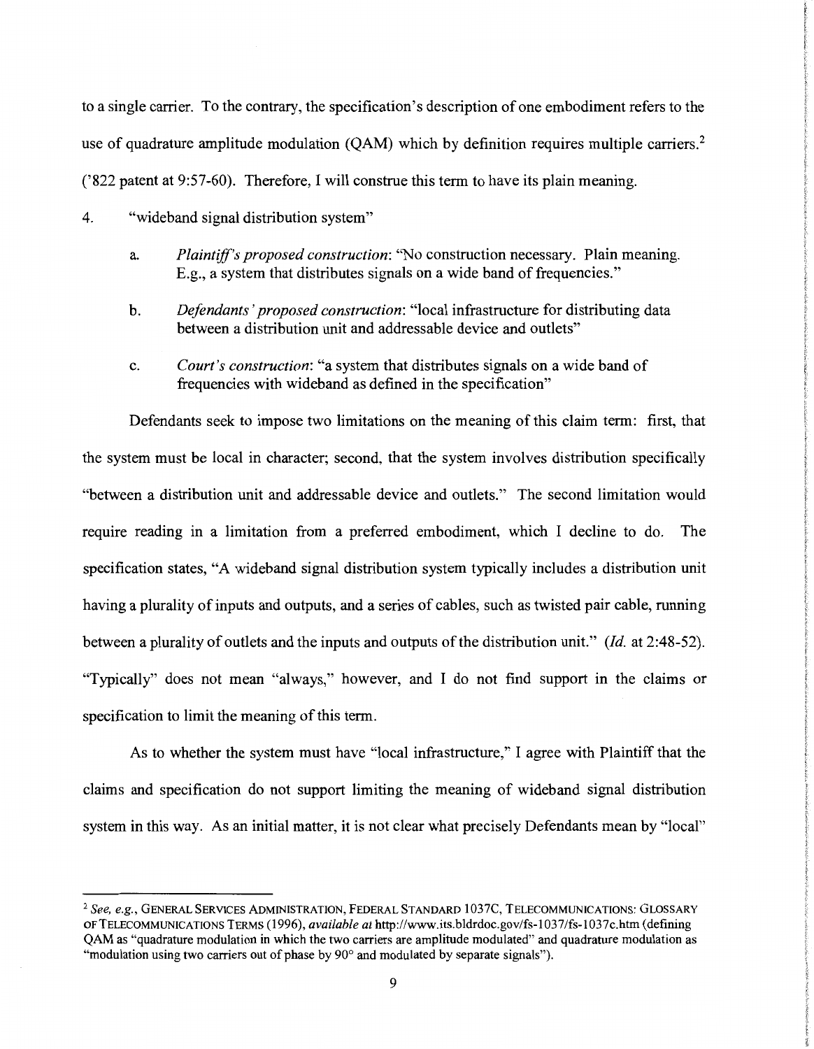to a single carrier. To the contrary, the specification's description of one embodiment refers to the use of quadrature amplitude modulation (QAM) which by definition requires multiple carriers.[2] ('822 patent at 9:57-60). Therefore, I will construe this term to have its plain meaning.

4. "wideband signal distribution system"

   a. *Plaintiff's proposed construction*: "No construction necessary. Plain meaning. E.g., a system that distributes signals on a wide band of frequencies."

   b. *Defendants' proposed construction*: "local infrastructure for distributing data between a distribution unit and addressable device and outlets"

   c. *Court's construction*: "a system that distributes signals on a wide band of frequencies with wideband as defined in the specification"

Defendants seek to impose two limitations on the meaning of this claim term: first, that the system must be local in character; second, that the system involves distribution specifically "between a distribution unit and addressable device and outlets." The second limitation would require reading in a limitation from a preferred embodiment, which I decline to do. The specification states, "A wideband signal distribution system typically includes a distribution unit having a plurality of inputs and outputs, and a series of cables, such as twisted pair cable, running between a plurality of outlets and the inputs and outputs of the distribution unit." (*Id.* at 2:48-52). "Typically" does not mean "always," however, and I do not find support in the claims or specification to limit the meaning of this term.

As to whether the system must have "local infrastructure," I agree with Plaintiff that the claims and specification do not support limiting the meaning of wideband signal distribution system in this way. As an initial matter, it is not clear what precisely Defendants mean by "local"

---

[2] *See, e.g.*, GENERAL SERVICES ADMINISTRATION, FEDERAL STANDARD 1037C, TELECOMMUNICATIONS: GLOSSARY OF TELECOMMUNICATIONS TERMS (1996), *available at* http://www.its.bldrdoc.gov/fs-1037/fs-1037c.htm (defining QAM as "quadrature modulation in which the two carriers are amplitude modulated" and quadrature modulation as "modulation using two carriers out of phase by 90° and modulated by separate signals").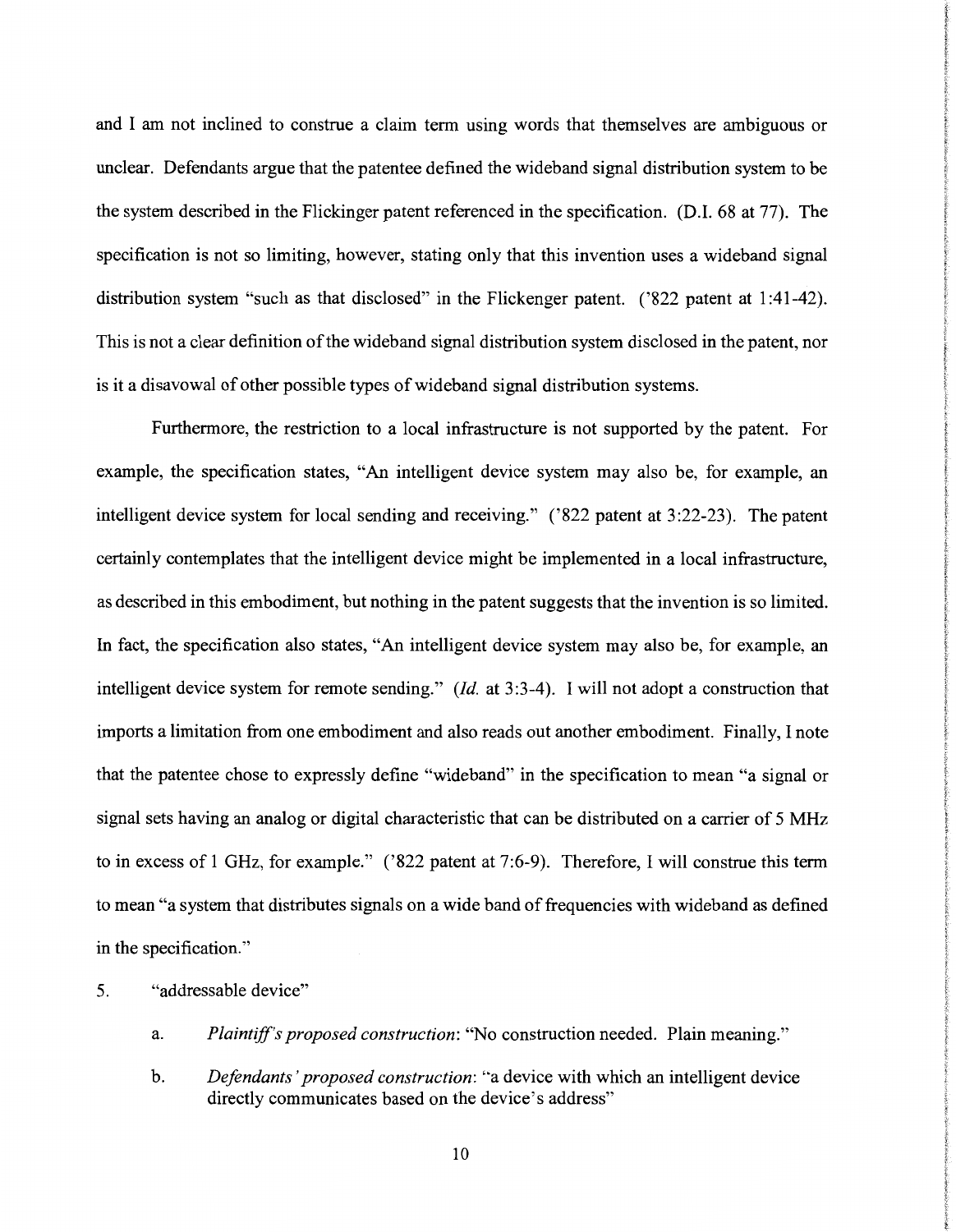and I am not inclined to construe a claim term using words that themselves are ambiguous or unclear. Defendants argue that the patentee defined the wideband signal distribution system to be the system described in the Flickinger patent referenced in the specification. (D.I. 68 at 77). The specification is not so limiting, however, stating only that this invention uses a wideband signal distribution system "such as that disclosed" in the Flickenger patent. ('822 patent at 1:41-42). This is not a clear definition of the wideband signal distribution system disclosed in the patent, nor is it a disavowal of other possible types of wideband signal distribution systems.

Furthermore, the restriction to a local infrastructure is not supported by the patent. For example, the specification states, "An intelligent device system may also be, for example, an intelligent device system for local sending and receiving." ('822 patent at 3:22-23). The patent certainly contemplates that the intelligent device might be implemented in a local infrastructure, as described in this embodiment, but nothing in the patent suggests that the invention is so limited. In fact, the specification also states, "An intelligent device system may also be, for example, an intelligent device system for remote sending." (*Id.* at 3:3-4). I will not adopt a construction that imports a limitation from one embodiment and also reads out another embodiment. Finally, I note that the patentee chose to expressly define "wideband" in the specification to mean "a signal or signal sets having an analog or digital characteristic that can be distributed on a carrier of 5 MHz to in excess of 1 GHz, for example." ('822 patent at 7:6-9). Therefore, I will construe this term to mean "a system that distributes signals on a wide band of frequencies with wideband as defined in the specification."

5. "addressable device"

   a. *Plaintiff's proposed construction*: "No construction needed. Plain meaning."

   b. *Defendants' proposed construction*: "a device with which an intelligent device directly communicates based on the device's address"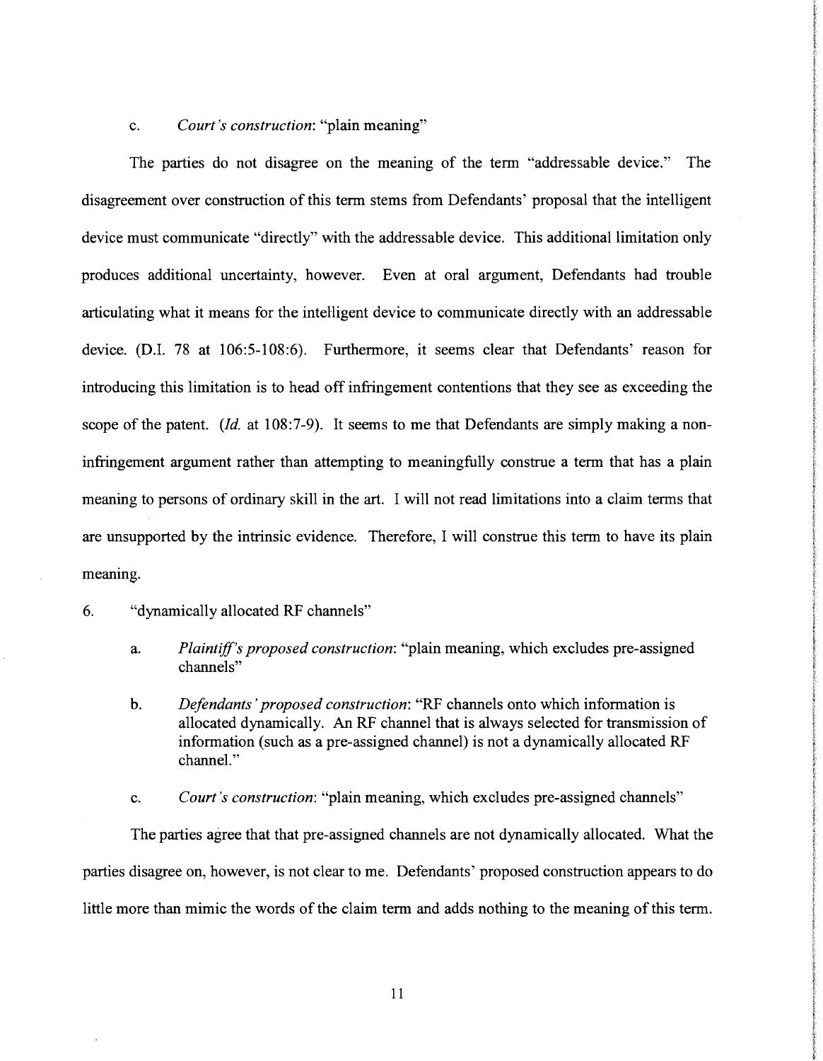c. *Court's construction*: "plain meaning"

The parties do not disagree on the meaning of the term "addressable device." The disagreement over construction of this term stems from Defendants' proposal that the intelligent device must communicate "directly" with the addressable device. This additional limitation only produces additional uncertainty, however. Even at oral argument, Defendants had trouble articulating what it means for the intelligent device to communicate directly with an addressable device. (D.I. 78 at 106:5-108:6). Furthermore, it seems clear that Defendants' reason for introducing this limitation is to head off infringement contentions that they see as exceeding the scope of the patent. (*Id.* at 108:7-9). It seems to me that Defendants are simply making a non-infringement argument rather than attempting to meaningfully construe a term that has a plain meaning to persons of ordinary skill in the art. I will not read limitations into a claim terms that are unsupported by the intrinsic evidence. Therefore, I will construe this term to have its plain meaning.

6. "dynamically allocated RF channels"

   a. *Plaintiff's proposed construction*: "plain meaning, which excludes pre-assigned channels"

   b. *Defendants' proposed construction*: "RF channels onto which information is allocated dynamically. An RF channel that is always selected for transmission of information (such as a pre-assigned channel) is not a dynamically allocated RF channel."

   c. *Court's construction*: "plain meaning, which excludes pre-assigned channels"

The parties agree that that pre-assigned channels are not dynamically allocated. What the parties disagree on, however, is not clear to me. Defendants' proposed construction appears to do little more than mimic the words of the claim term and adds nothing to the meaning of this term.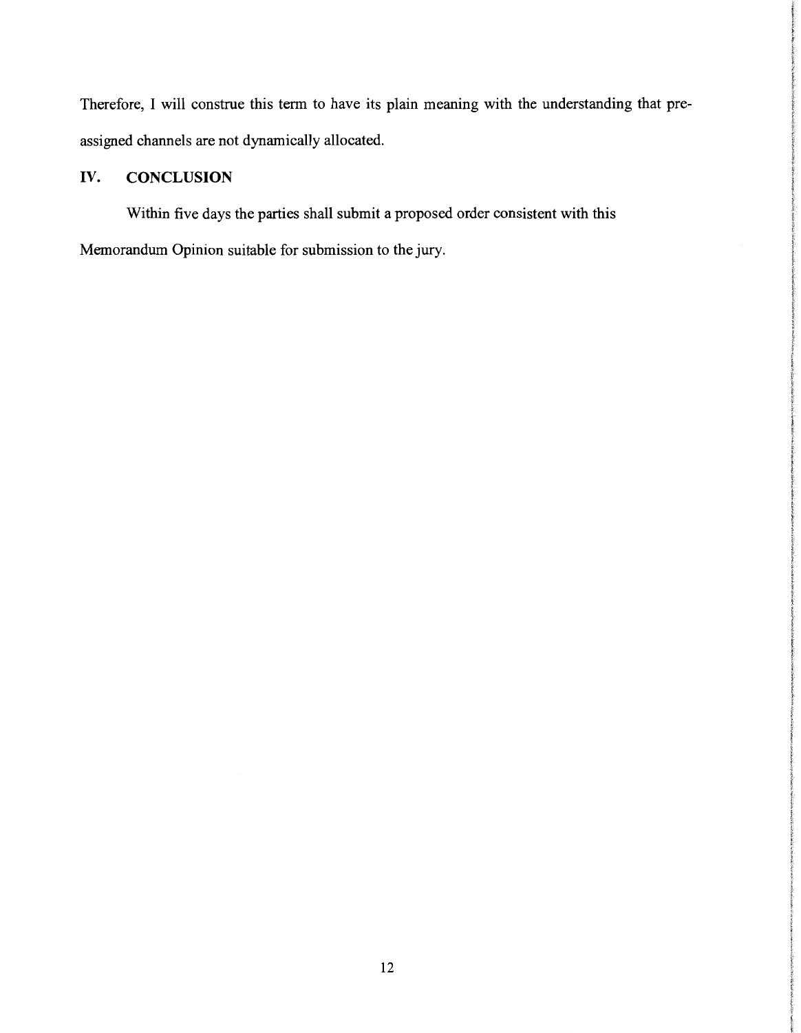Therefore, I will construe this term to have its plain meaning with the understanding that pre-assigned channels are not dynamically allocated.

## IV. CONCLUSION

Within five days the parties shall submit a proposed order consistent with this Memorandum Opinion suitable for submission to the jury.